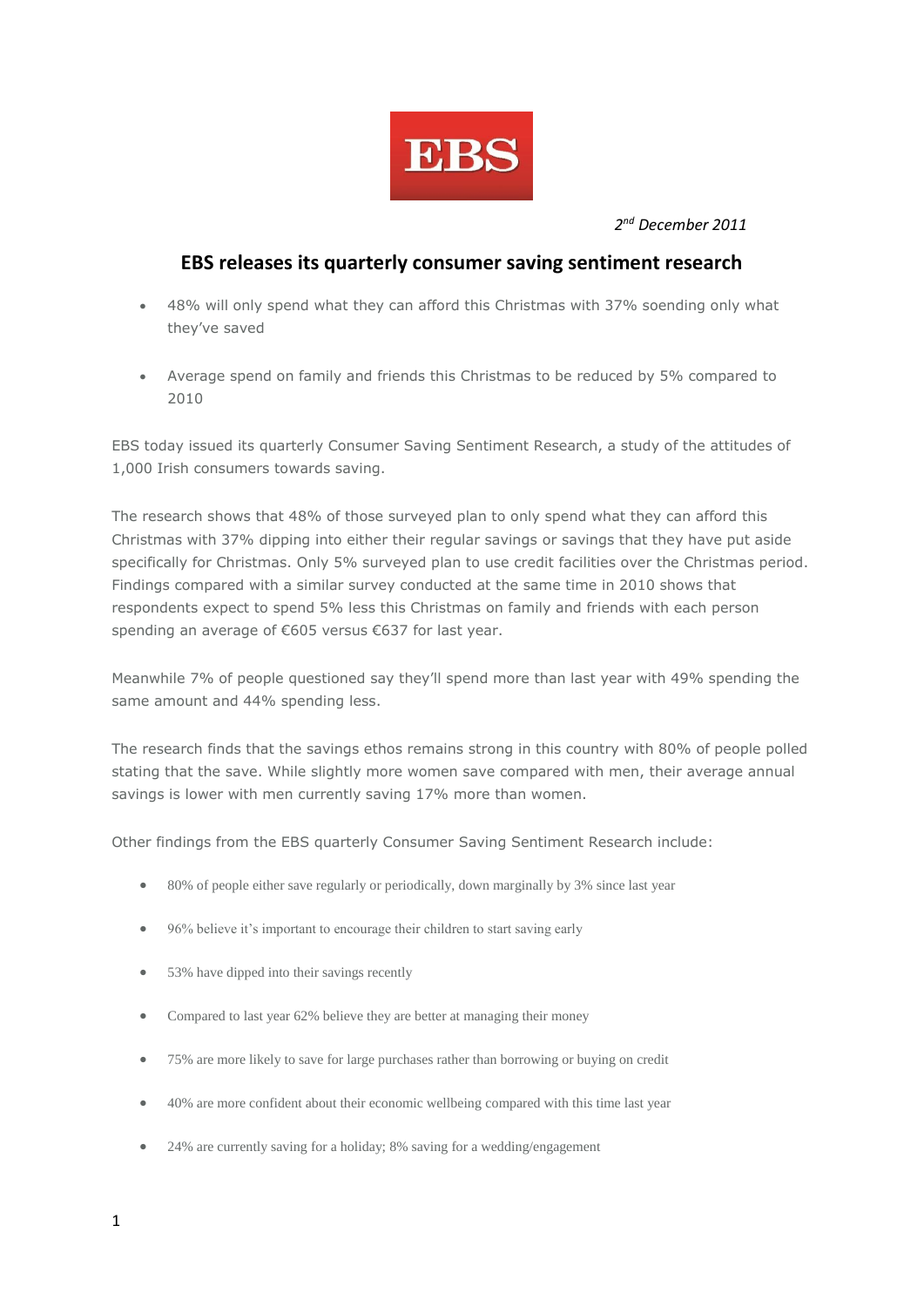EBS

*2nd December 2011*

## EBS releases its quarterly consumer saving sentiment research

- 48% will only spend what they can afford this Christmas with 37% soending only what they've saved
- Average spend on family and friends this Christmas to be reduced by 5% compared to 2010

EBS today issued its quarterly Consumer Saving Sentiment Research, a study of the attitudes of 1,000 Irish consumers towards saving.

The research shows that 48% of those surveyed plan to only spend what they can afford this Christmas with 37% dipping into either their regular savings or savings that they have put aside specifically for Christmas. Only 5% surveyed plan to use credit facilities over the Christmas period. Findings compared with a similar survey conducted at the same time in 2010 shows that respondents expect to spend 5% less this Christmas on family and friends with each person spending an average of €605 versus €637 for last year.

Meanwhile 7% of people questioned say they'll spend more than last year with 49% spending the same amount and 44% spending less.

The research finds that the savings ethos remains strong in this country with 80% of people polled stating that the save. While slightly more women save compared with men, their average annual savings is lower with men currently saving 17% more than women.

Other findings from the EBS quarterly Consumer Saving Sentiment Research include:

- 80% of people either save regularly or periodically, down marginally by 3% since last year
- 96% believe it's important to encourage their children to start saving early
- 53% have dipped into their savings recently
- Compared to last year 62% believe they are better at managing their money
- 75% are more likely to save for large purchases rather than borrowing or buying on credit
- 40% are more confident about their economic wellbeing compared with this time last year
- 24% are currently saving for a holiday; 8% saving for a wedding/engagement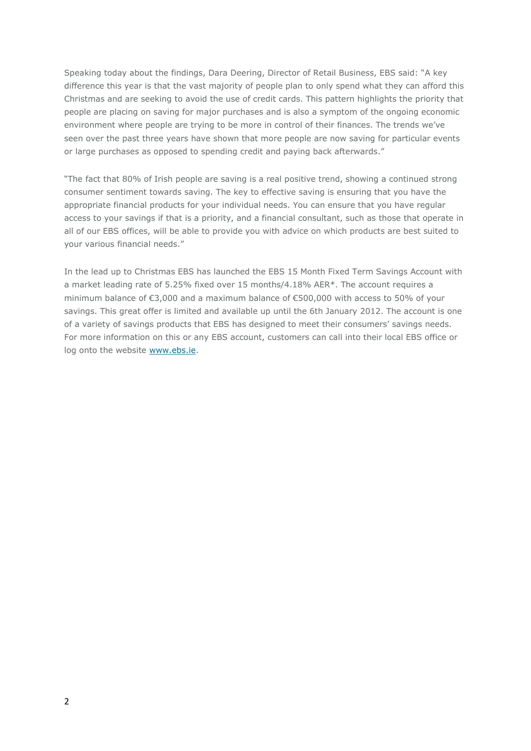Speaking today about the findings, Dara Deering, Director of Retail Business, EBS said: "A key difference this year is that the vast majority of people plan to only spend what they can afford this Christmas and are seeking to avoid the use of credit cards. This pattern highlights the priority that people are placing on saving for major purchases and is also a symptom of the ongoing economic environment where people are trying to be more in control of their finances. The trends we've seen over the past three years have shown that more people are now saving for particular events or large purchases as opposed to spending credit and paying back afterwards."

"The fact that 80% of Irish people are saving is a real positive trend, showing a continued strong consumer sentiment towards saving. The key to effective saving is ensuring that you have the appropriate financial products for your individual needs. You can ensure that you have regular access to your savings if that is a priority, and a financial consultant, such as those that operate in all of our EBS offices, will be able to provide you with advice on which products are best suited to your various financial needs."

In the lead up to Christmas EBS has launched the EBS 15 Month Fixed Term Savings Account with a market leading rate of 5.25% fixed over 15 months/4.18% AER*. The account requires a minimum balance of €3,000 and a maximum balance of €500,000 with access to 50% of your savings. This great offer is limited and available up until the 6th January 2012. The account is one of a variety of savings products that EBS has designed to meet their consumers' savings needs. For more information on this or any EBS account, customers can call into their local EBS office or log onto the website [www.ebs.ie](http://www.ebs.ie).